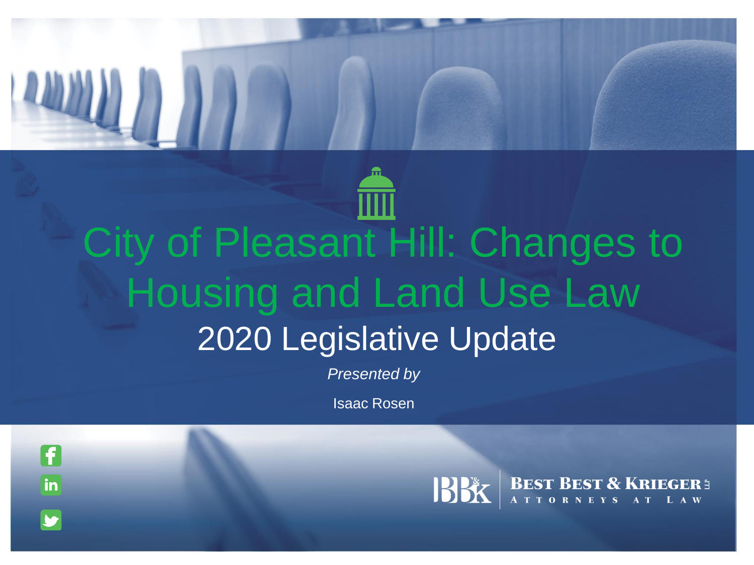# City of Pleasant Hill: Changes to Housing and Land Use Law

## 2020 Legislative Update

*Presented by*

Isaac Rosen

BEST BEST & KRIEGER LLP
ATTORNEYS AT LAW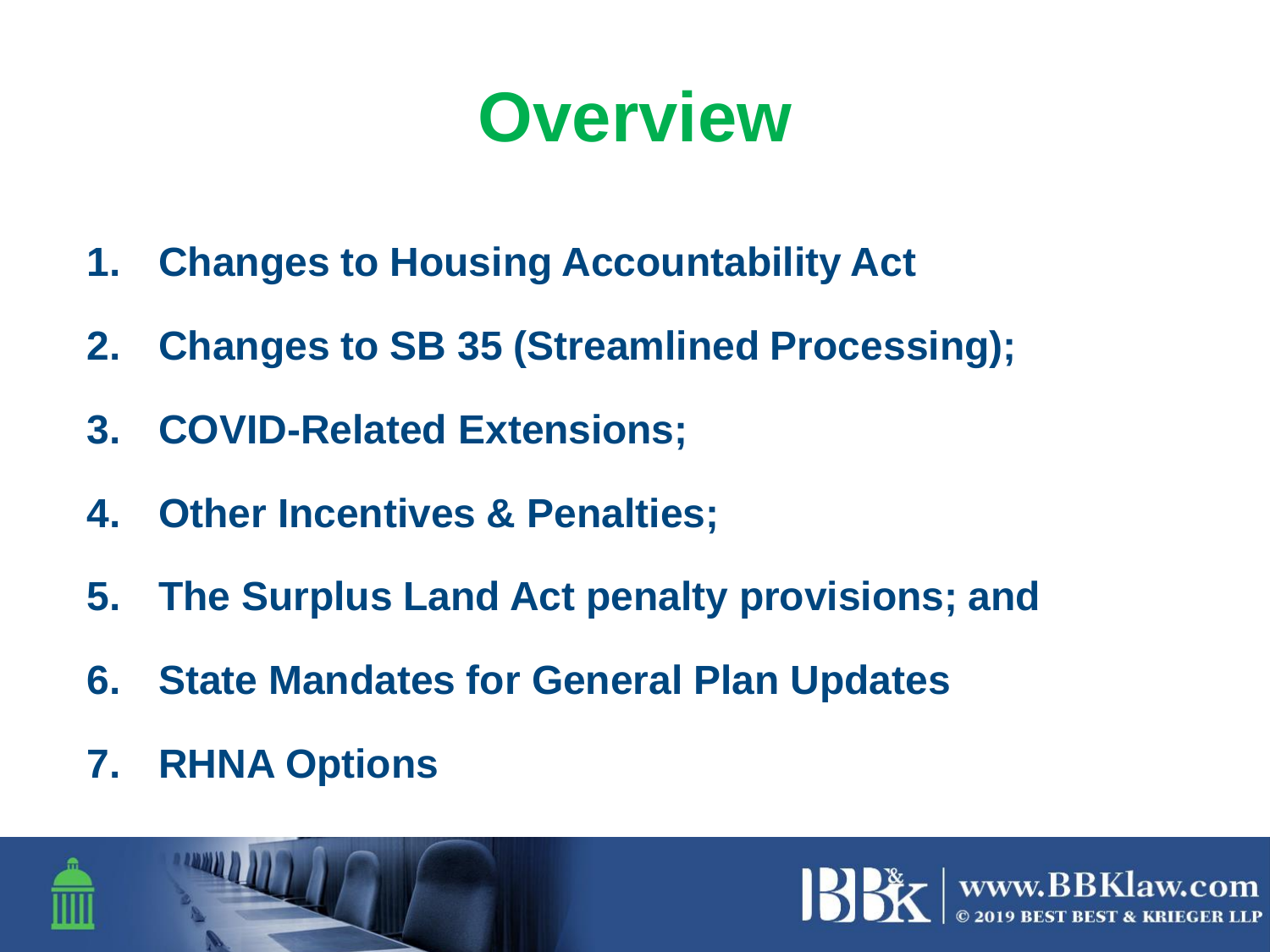# Overview

1. **Changes to Housing Accountability Act**
2. **Changes to SB 35 (Streamlined Processing);**
3. **COVID-Related Extensions;**
4. **Other Incentives & Penalties;**
5. **The Surplus Land Act penalty provisions; and**
6. **State Mandates for General Plan Updates**
7. **RHNA Options**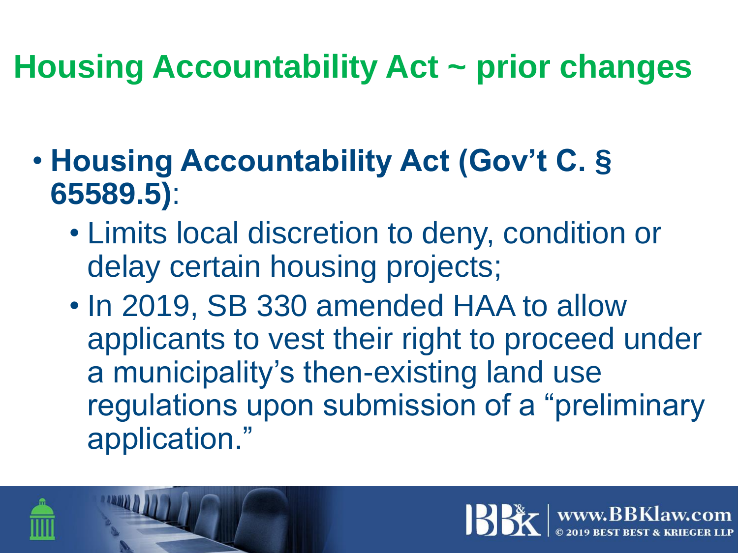# Housing Accountability Act ~ prior changes

- **Housing Accountability Act (Gov't C. § 65589.5)**:
  - Limits local discretion to deny, condition or delay certain housing projects;
  - In 2019, SB 330 amended HAA to allow applicants to vest their right to proceed under a municipality's then-existing land use regulations upon submission of a "preliminary application."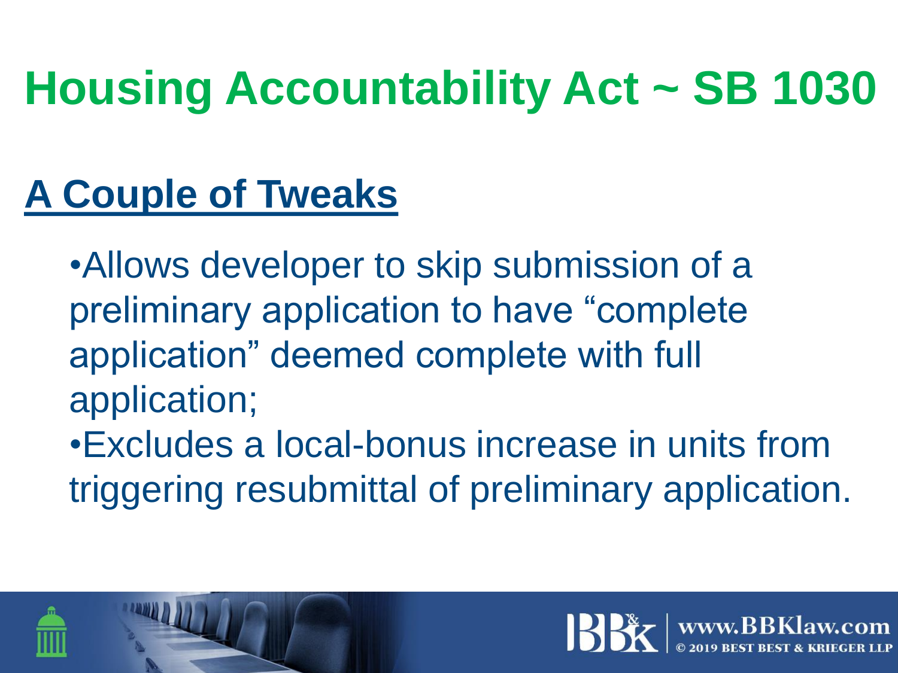# Housing Accountability Act ~ SB 1030

## A Couple of Tweaks

- Allows developer to skip submission of a preliminary application to have "complete application" deemed complete with full application;
- Excludes a local-bonus increase in units from triggering resubmittal of preliminary application.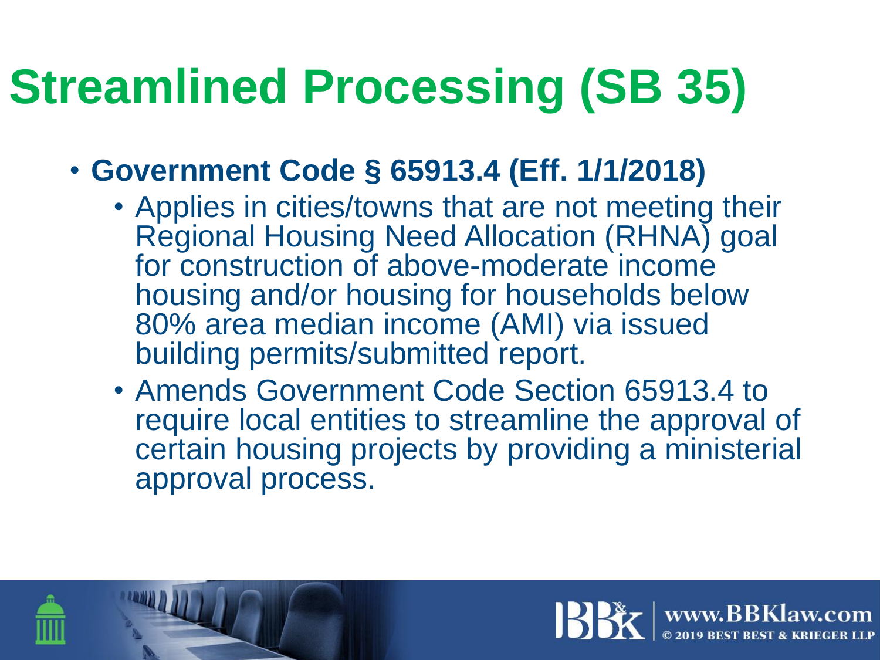# Streamlined Processing (SB 35)

- **Government Code § 65913.4 (Eff. 1/1/2018)**
  - Applies in cities/towns that are not meeting their Regional Housing Need Allocation (RHNA) goal for construction of above-moderate income housing and/or housing for households below 80% area median income (AMI) via issued building permits/submitted report.
  - Amends Government Code Section 65913.4 to require local entities to streamline the approval of certain housing projects by providing a ministerial approval process.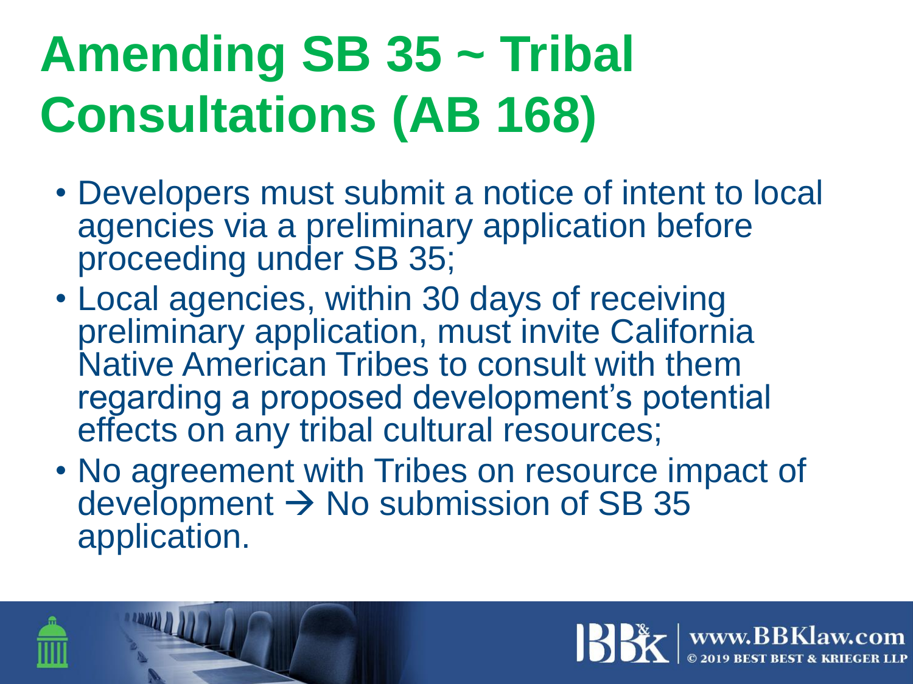# Amending SB 35 ~ Tribal Consultations (AB 168)

- Developers must submit a notice of intent to local agencies via a preliminary application before proceeding under SB 35;
- Local agencies, within 30 days of receiving preliminary application, must invite California Native American Tribes to consult with them regarding a proposed development's potential effects on any tribal cultural resources;
- No agreement with Tribes on resource impact of development → No submission of SB 35 application.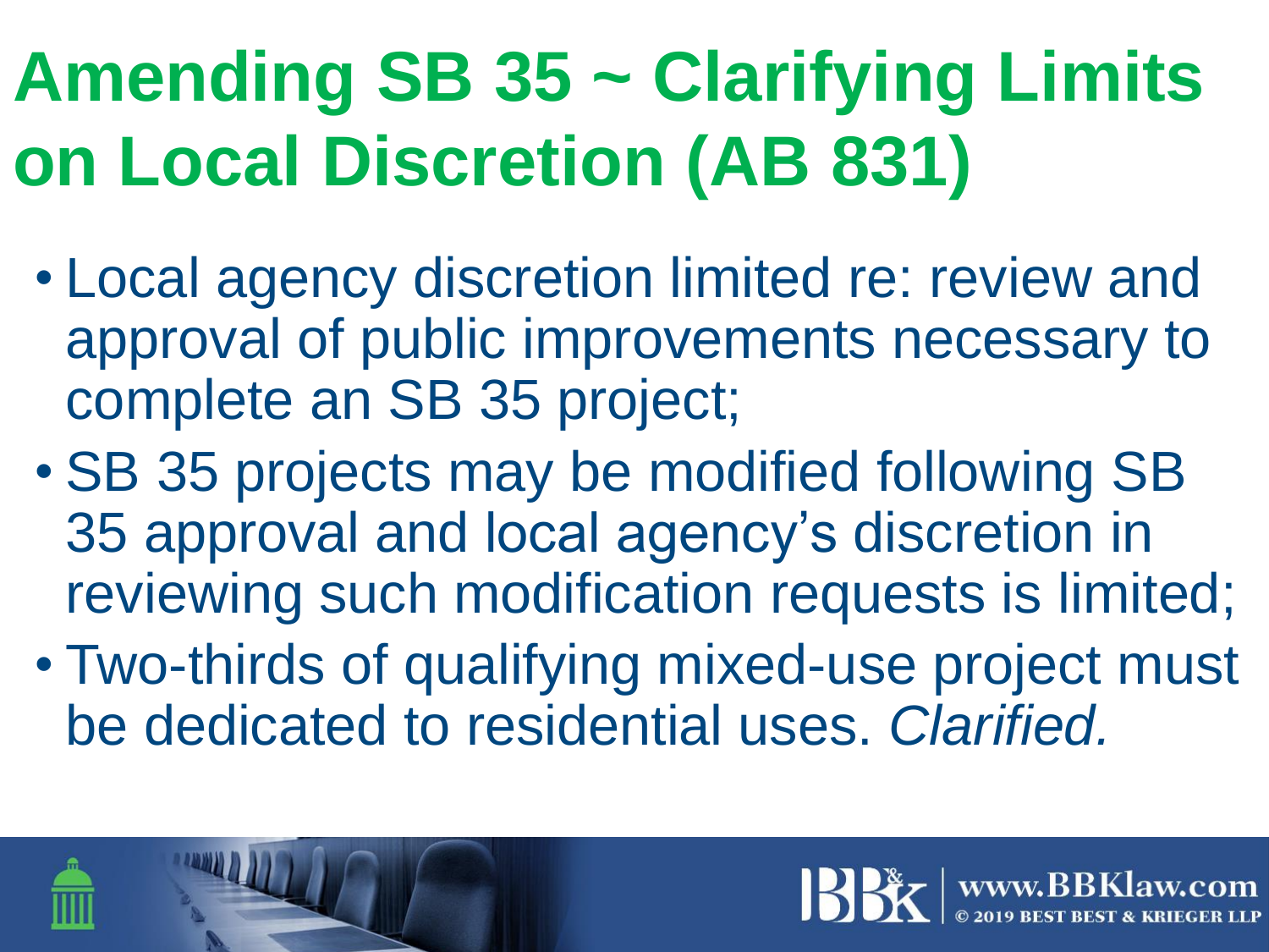# Amending SB 35 ~ Clarifying Limits on Local Discretion (AB 831)

- Local agency discretion limited re: review and approval of public improvements necessary to complete an SB 35 project;
- SB 35 projects may be modified following SB 35 approval and local agency's discretion in reviewing such modification requests is limited;
- Two-thirds of qualifying mixed-use project must be dedicated to residential uses. *Clarified.*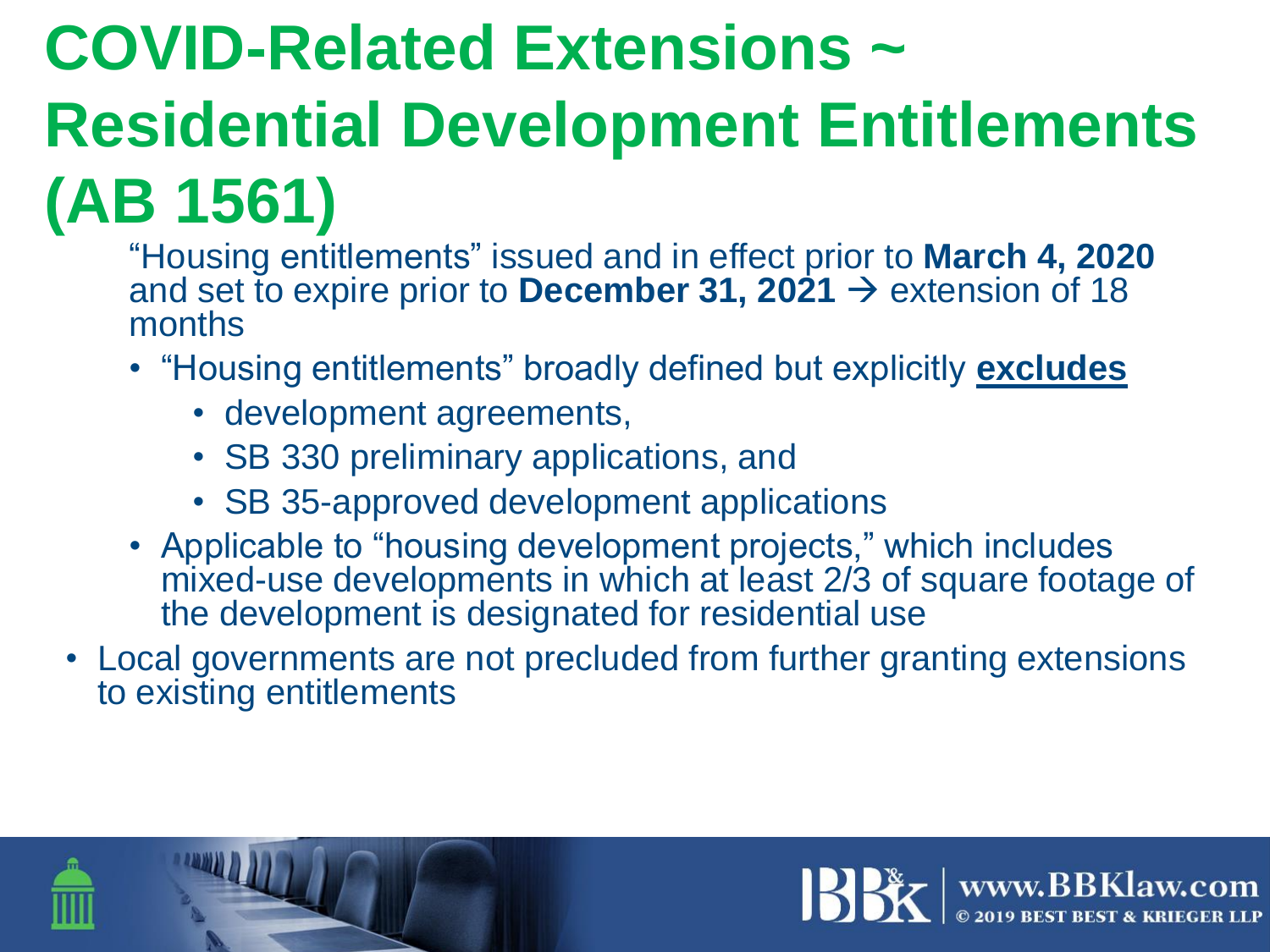# COVID-Related Extensions ~ Residential Development Entitlements (AB 1561)

"Housing entitlements" issued and in effect prior to **March 4, 2020** and set to expire prior to **December 31, 2021** → extension of 18 months

- "Housing entitlements" broadly defined but explicitly **excludes**
  - development agreements,
  - SB 330 preliminary applications, and
  - SB 35-approved development applications
- Applicable to "housing development projects," which includes mixed-use developments in which at least 2/3 of square footage of the development is designated for residential use

- Local governments are not precluded from further granting extensions to existing entitlements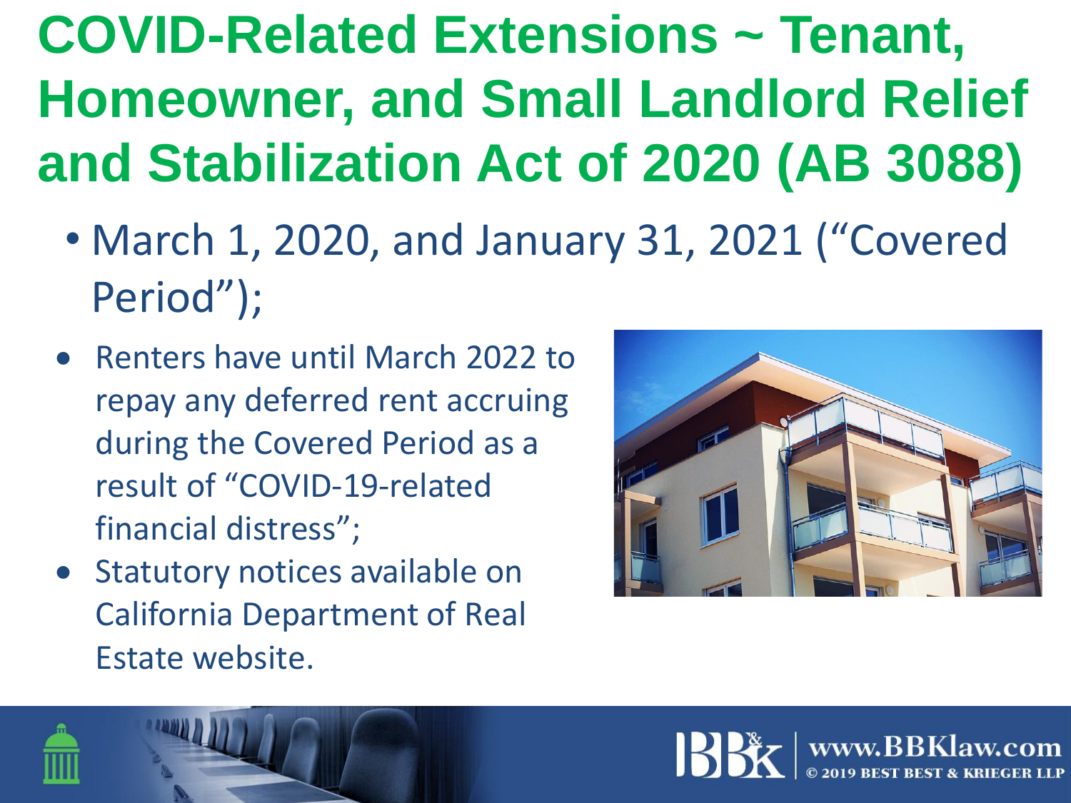# COVID-Related Extensions ~ Tenant, Homeowner, and Small Landlord Relief and Stabilization Act of 2020 (AB 3088)

- March 1, 2020, and January 31, 2021 ("Covered Period");
- Renters have until March 2022 to repay any deferred rent accruing during the Covered Period as a result of "COVID-19-related financial distress";
- Statutory notices available on California Department of Real Estate website.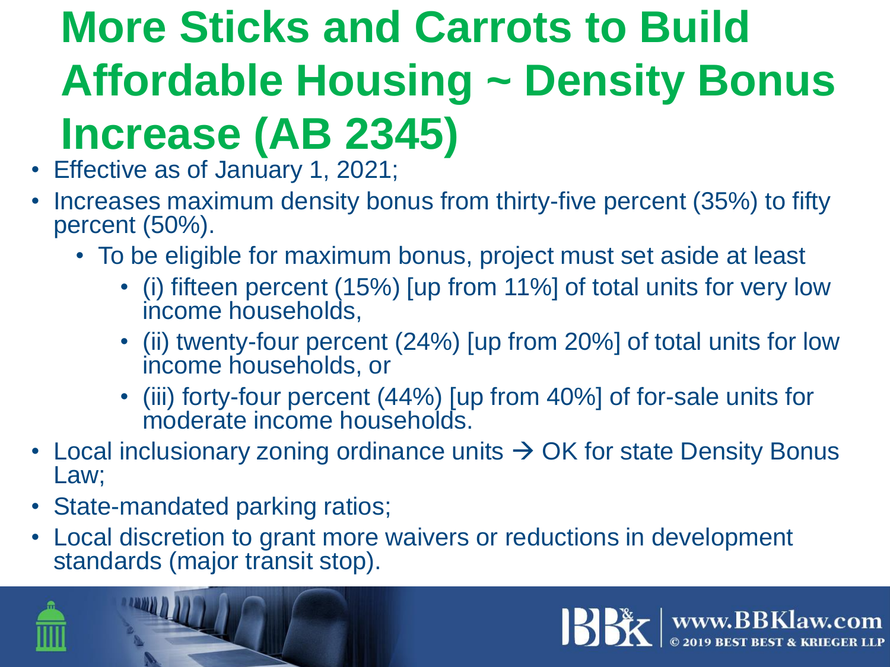# More Sticks and Carrots to Build Affordable Housing ~ Density Bonus Increase (AB 2345)

- Effective as of January 1, 2021;
- Increases maximum density bonus from thirty-five percent (35%) to fifty percent (50%).
  - To be eligible for maximum bonus, project must set aside at least
    - (i) fifteen percent (15%) [up from 11%] of total units for very low income households,
    - (ii) twenty-four percent (24%) [up from 20%] of total units for low income households, or
    - (iii) forty-four percent (44%) [up from 40%] of for-sale units for moderate income households.
- Local inclusionary zoning ordinance units → OK for state Density Bonus Law;
- State-mandated parking ratios;
- Local discretion to grant more waivers or reductions in development standards (major transit stop).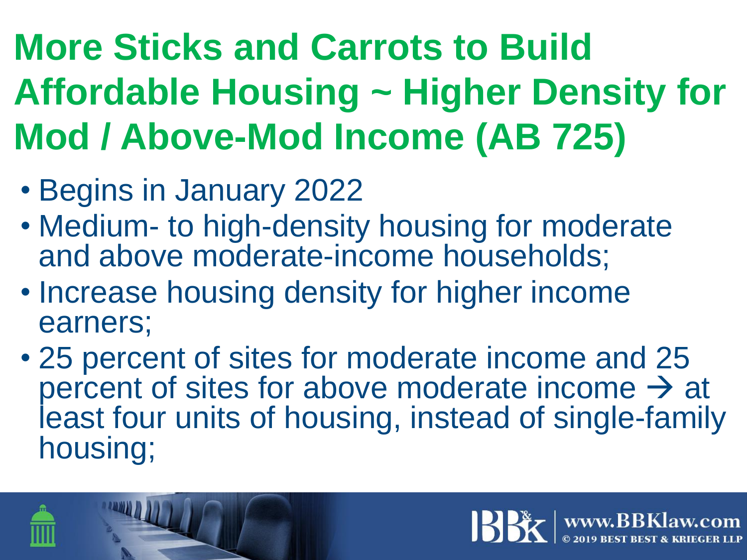# More Sticks and Carrots to Build Affordable Housing ~ Higher Density for Mod / Above-Mod Income (AB 725)

- Begins in January 2022
- Medium- to high-density housing for moderate and above moderate-income households;
- Increase housing density for higher income earners;
- 25 percent of sites for moderate income and 25 percent of sites for above moderate income → at least four units of housing, instead of single-family housing;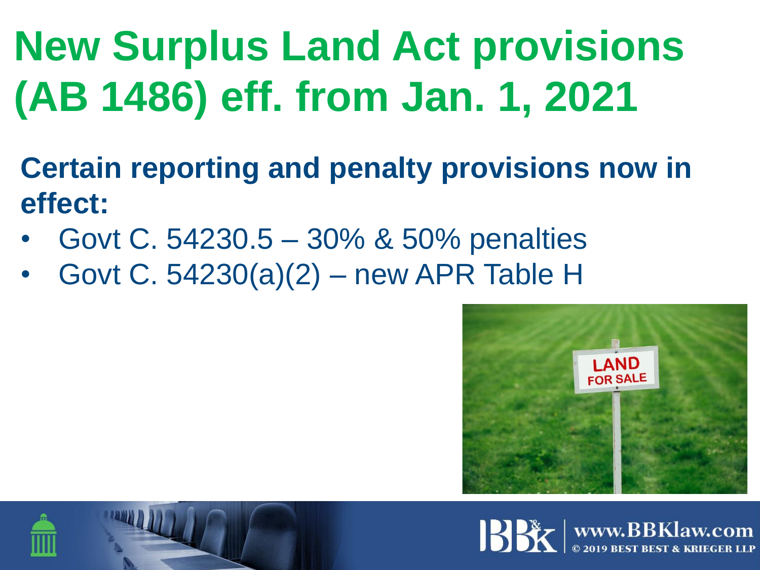# New Surplus Land Act provisions (AB 1486) eff. from Jan. 1, 2021

**Certain reporting and penalty provisions now in effect:**

- Govt C. 54230.5 – 30% & 50% penalties
- Govt C. 54230(a)(2) – new APR Table H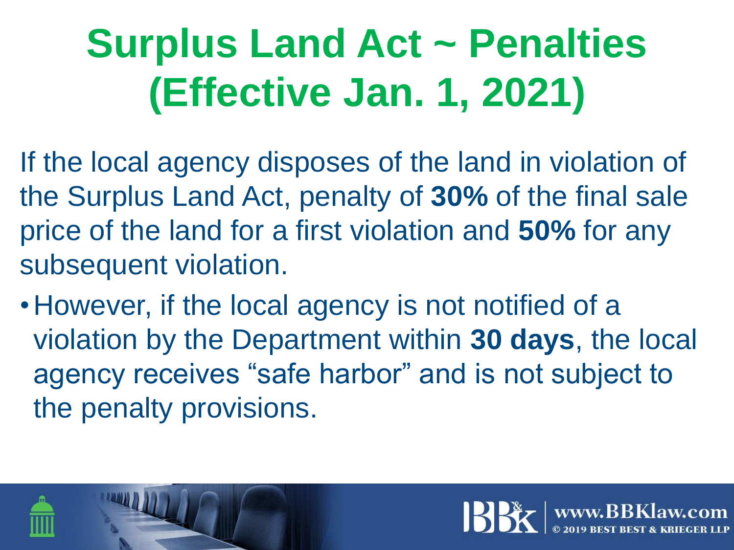# Surplus Land Act ~ Penalties (Effective Jan. 1, 2021)

If the local agency disposes of the land in violation of the Surplus Land Act, penalty of **30%** of the final sale price of the land for a first violation and **50%** for any subsequent violation.

- However, if the local agency is not notified of a violation by the Department within **30 days**, the local agency receives "safe harbor" and is not subject to the penalty provisions.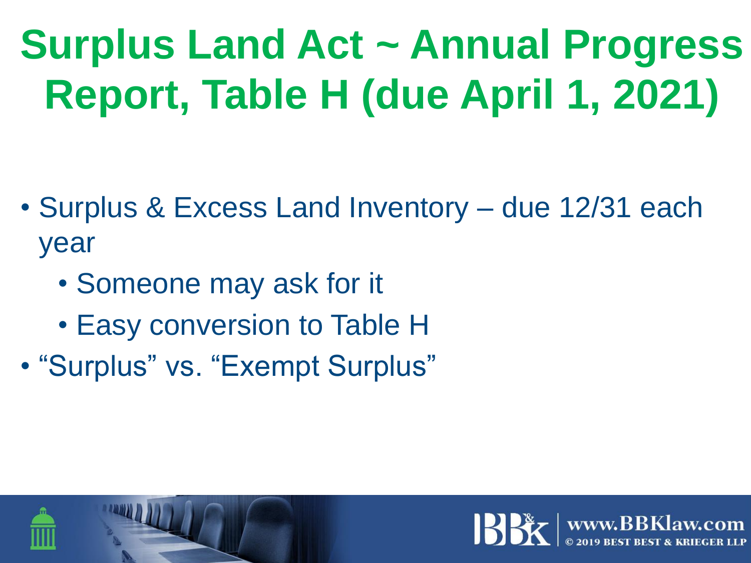# Surplus Land Act ~ Annual Progress Report, Table H (due April 1, 2021)

- Surplus & Excess Land Inventory – due 12/31 each year
  - Someone may ask for it
  - Easy conversion to Table H
- “Surplus” vs. “Exempt Surplus”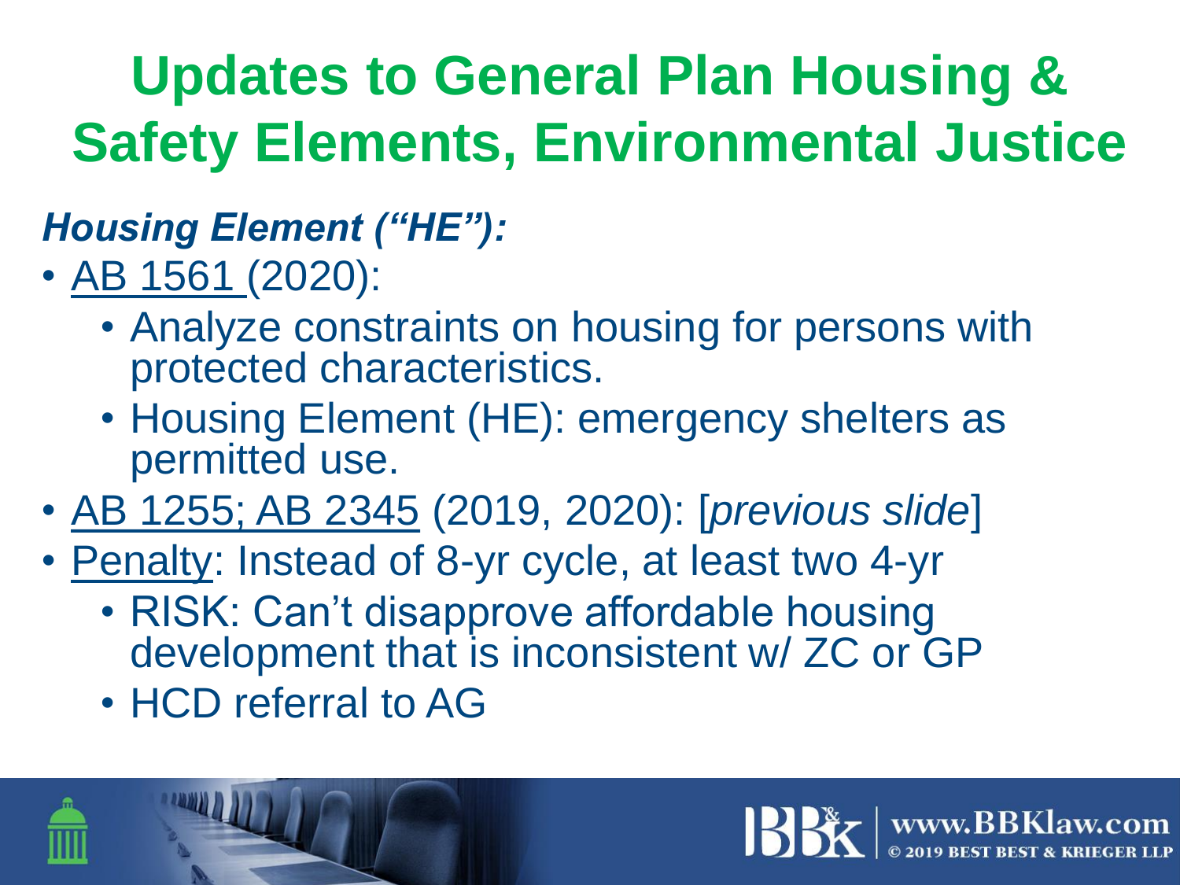# Updates to General Plan Housing & Safety Elements, Environmental Justice

***Housing Element ("HE"):***

- <u>AB 1561</u> (2020):
  - Analyze constraints on housing for persons with protected characteristics.
  - Housing Element (HE): emergency shelters as permitted use.
- <u>AB 1255; AB 2345</u> (2019, 2020): [*previous slide*]
- <u>Penalty</u>: Instead of 8-yr cycle, at least two 4-yr
  - RISK: Can't disapprove affordable housing development that is inconsistent w/ ZC or GP
  - HCD referral to AG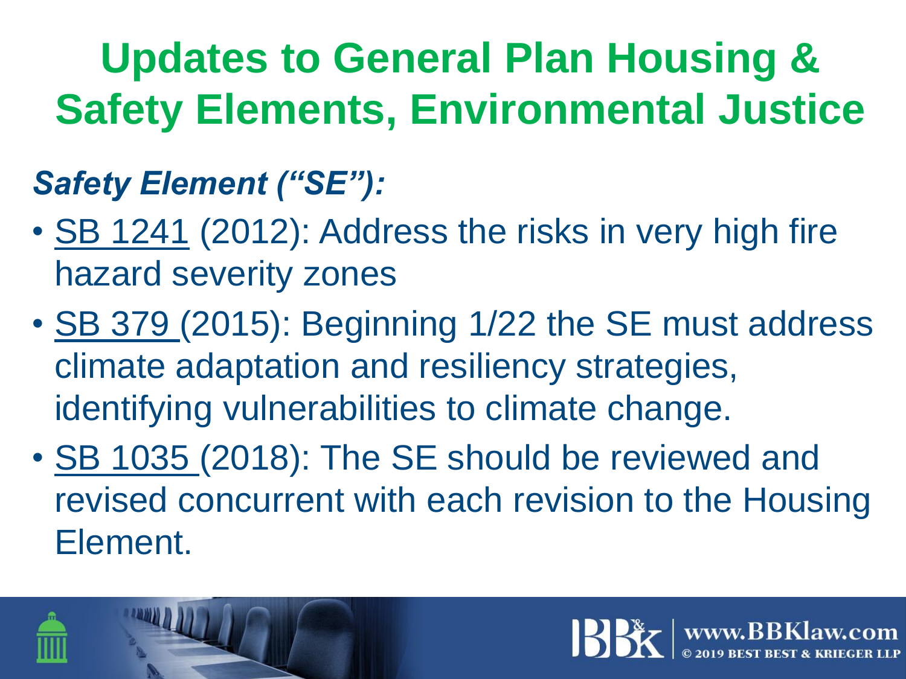# Updates to General Plan Housing & Safety Elements, Environmental Justice

***Safety Element ("SE"):***

- SB 1241 (2012): Address the risks in very high fire hazard severity zones
- SB 379 (2015): Beginning 1/22 the SE must address climate adaptation and resiliency strategies, identifying vulnerabilities to climate change.
- SB 1035 (2018): The SE should be reviewed and revised concurrent with each revision to the Housing Element.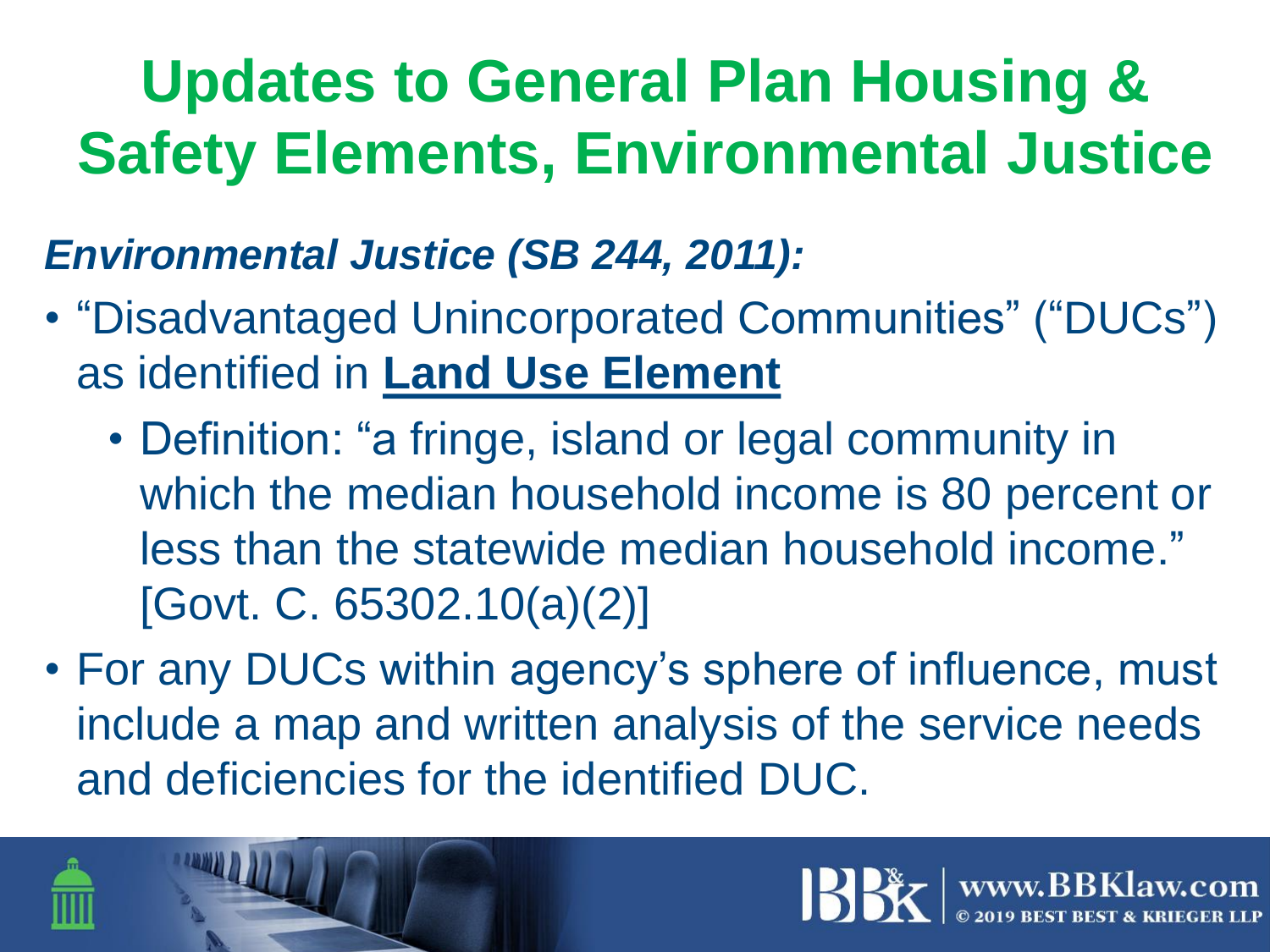# Updates to General Plan Housing & Safety Elements, Environmental Justice

***Environmental Justice (SB 244, 2011):***

- "Disadvantaged Unincorporated Communities" ("DUCs") as identified in **Land Use Element**
  - Definition: "a fringe, island or legal community in which the median household income is 80 percent or less than the statewide median household income." [Govt. C. 65302.10(a)(2)]
- For any DUCs within agency's sphere of influence, must include a map and written analysis of the service needs and deficiencies for the identified DUC.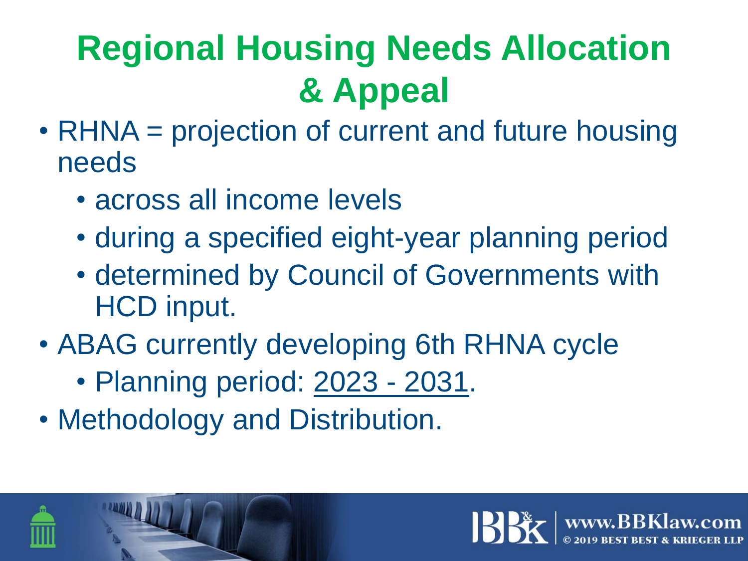# Regional Housing Needs Allocation & Appeal

- RHNA = projection of current and future housing needs
  - across all income levels
  - during a specified eight-year planning period
  - determined by Council of Governments with HCD input.
- ABAG currently developing 6th RHNA cycle
  - Planning period: 2023 - 2031.
- Methodology and Distribution.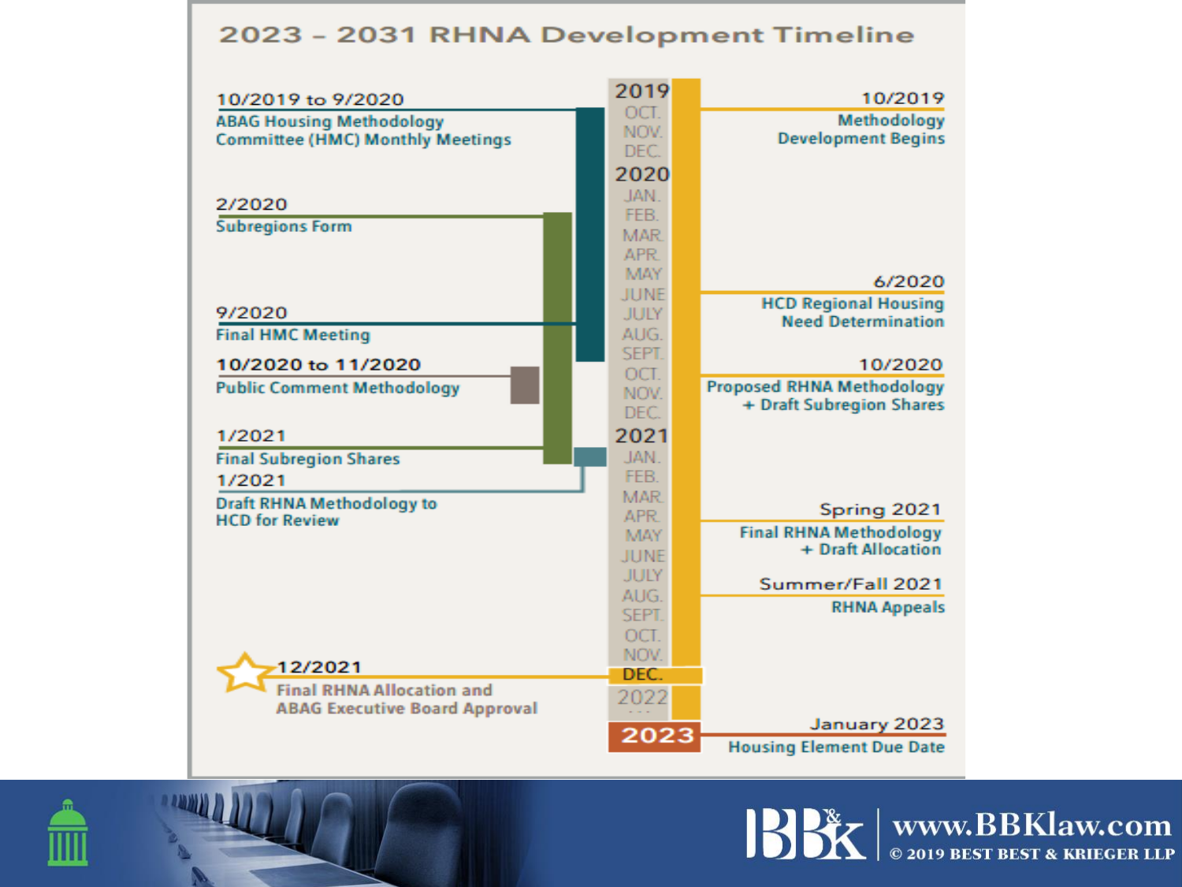# 2023 – 2031 RHNA Development Timeline

**Left side:**

- **10/2019 to 9/2020** — ABAG Housing Methodology Committee (HMC) Monthly Meetings
- **2/2020** — Subregions Form
- **9/2020** — Final HMC Meeting
- **10/2020 to 11/2020** — Public Comment Methodology
- **1/2021** — Final Subregion Shares
- **1/2021** — Draft RHNA Methodology to HCD for Review
- **12/2021** — Final RHNA Allocation and ABAG Executive Board Approval

**Right side:**

- **10/2019** — Methodology Development Begins
- **6/2020** — HCD Regional Housing Need Determination
- **10/2020** — Proposed RHNA Methodology + Draft Subregion Shares
- **Spring 2021** — Final RHNA Methodology + Draft Allocation
- **Summer/Fall 2021** — RHNA Appeals
- **January 2023** — Housing Element Due Date

www.BBKlaw.com

© 2019 BEST BEST & KRIEGER LLP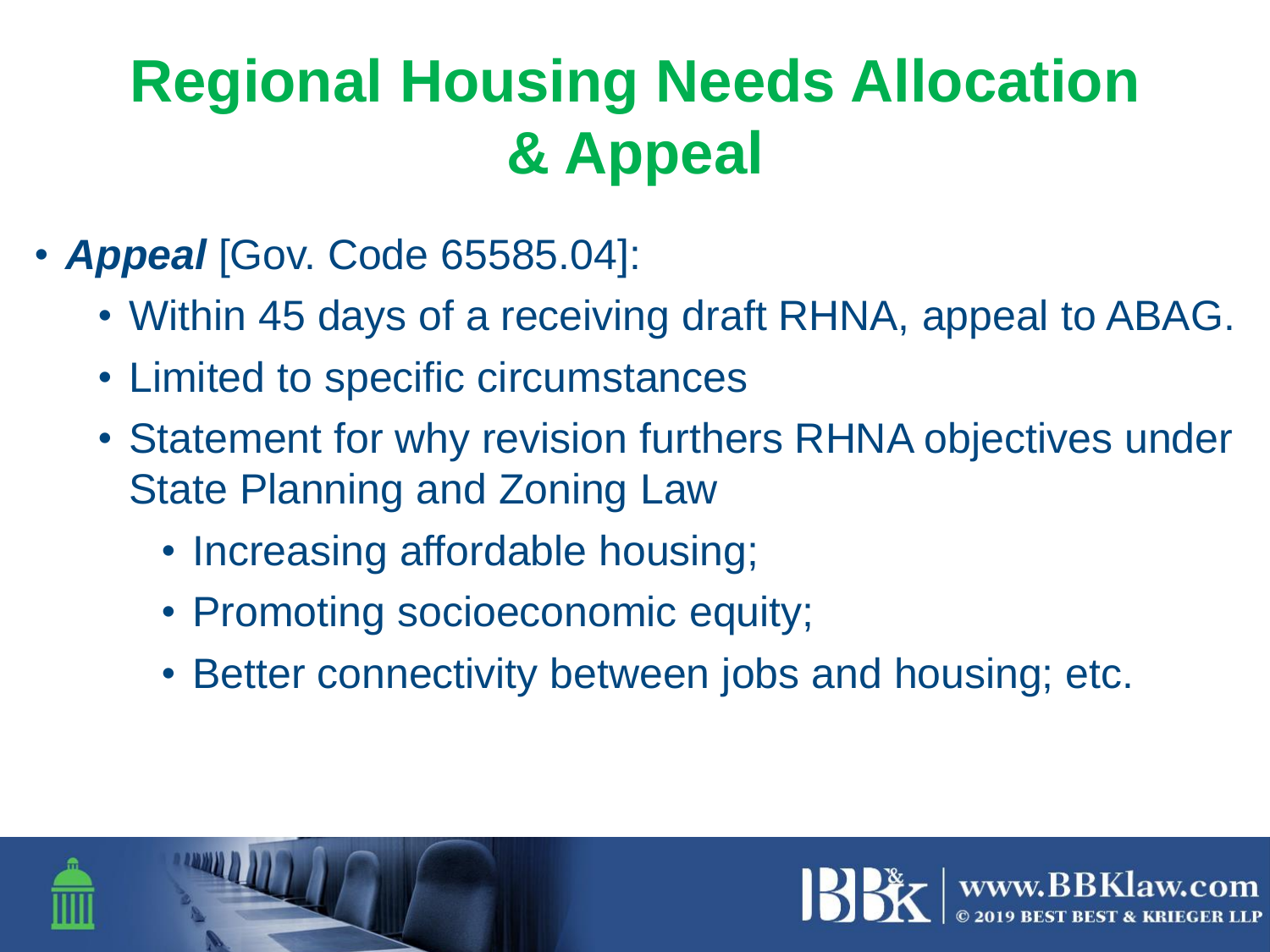# Regional Housing Needs Allocation & Appeal

- ***Appeal*** [Gov. Code 65585.04]:
  - Within 45 days of a receiving draft RHNA, appeal to ABAG.
  - Limited to specific circumstances
  - Statement for why revision furthers RHNA objectives under State Planning and Zoning Law
    - Increasing affordable housing;
    - Promoting socioeconomic equity;
    - Better connectivity between jobs and housing; etc.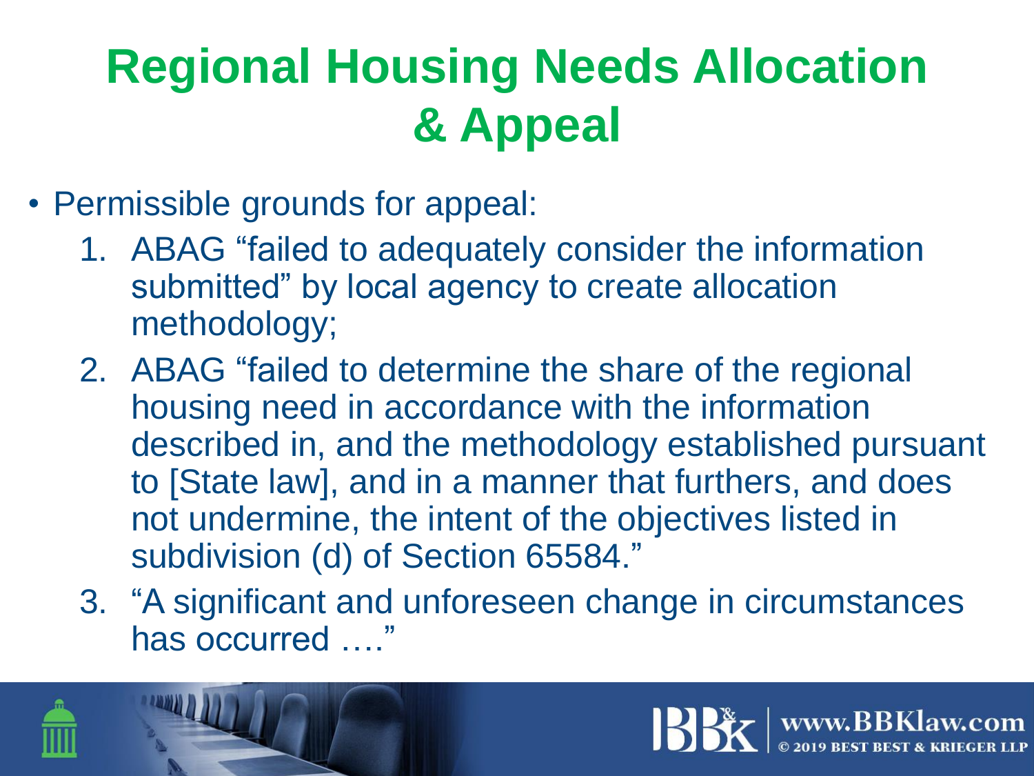# Regional Housing Needs Allocation & Appeal

- Permissible grounds for appeal:
  1. ABAG "failed to adequately consider the information submitted" by local agency to create allocation methodology;
  2. ABAG "failed to determine the share of the regional housing need in accordance with the information described in, and the methodology established pursuant to [State law], and in a manner that furthers, and does not undermine, the intent of the objectives listed in subdivision (d) of Section 65584."
  3. "A significant and unforeseen change in circumstances has occurred …."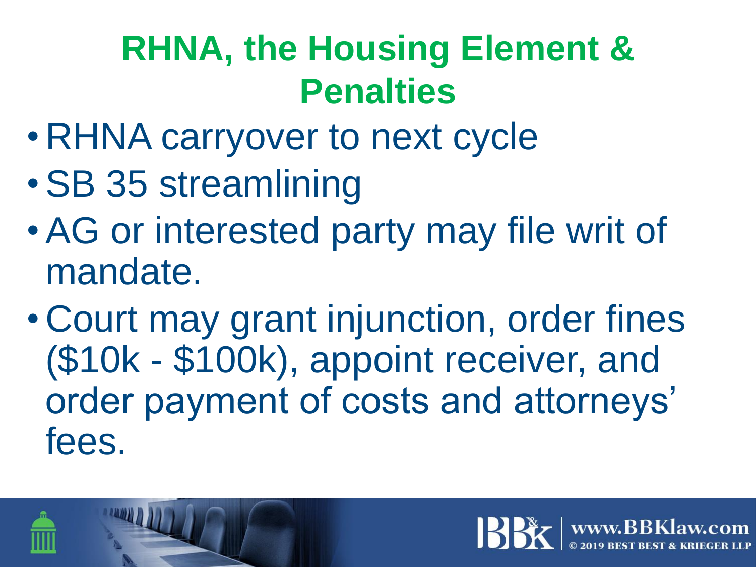# RHNA, the Housing Element & Penalties

- RHNA carryover to next cycle
- SB 35 streamlining
- AG or interested party may file writ of mandate.
- Court may grant injunction, order fines ($10k - $100k), appoint receiver, and order payment of costs and attorneys' fees.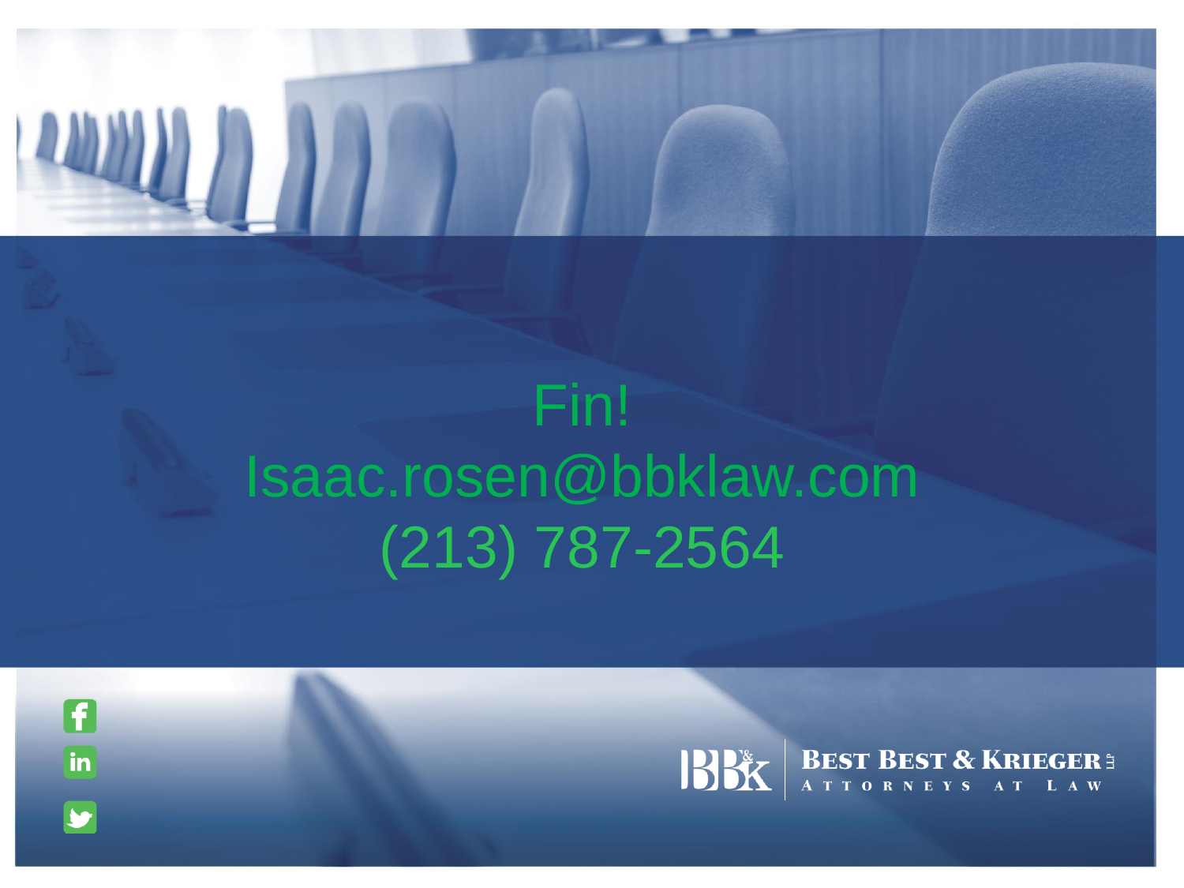Fin!

Isaac.rosen@bbklaw.com

(213) 787-2564

BEST BEST & KRIEGER LLP

ATTORNEYS AT LAW